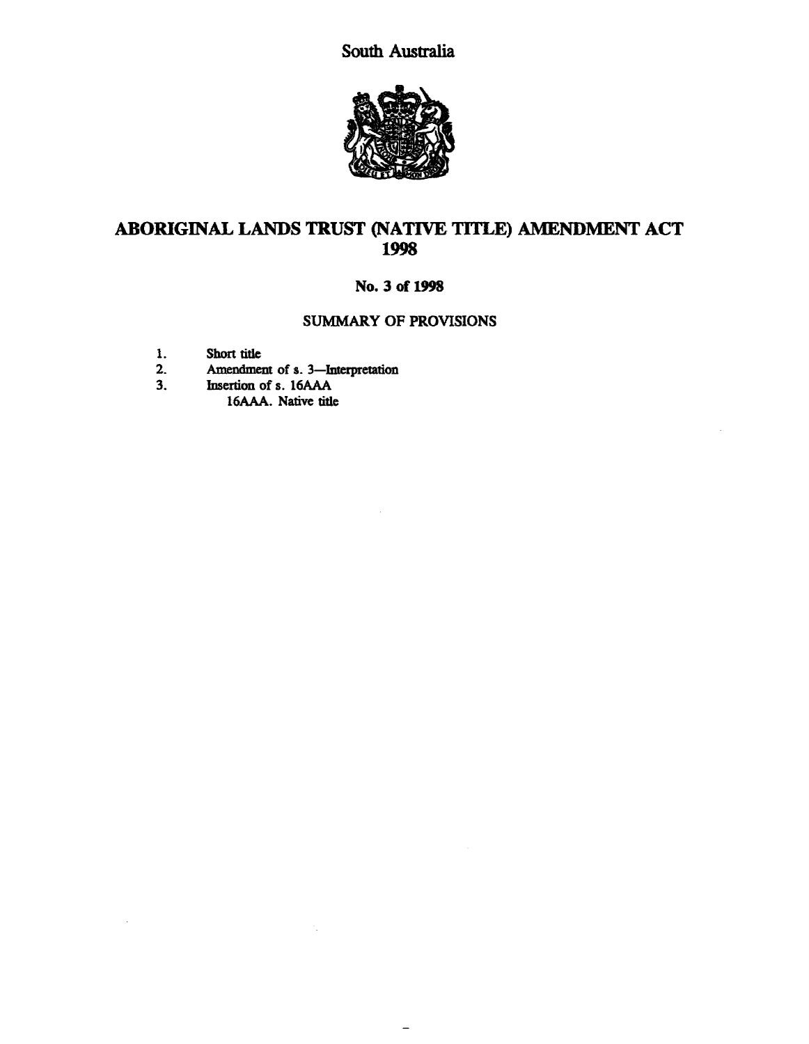South Australia

# ABORIGINAL LANDS TRUST (NATIVE TITLE) AMENDMENT ACT 1998

**No. 3 of 1998**

## SUMMARY OF PROVISIONS

1. Short title
2. Amendment of s. 3—Interpretation
3. Insertion of s. 16AAA
   16AAA. Native title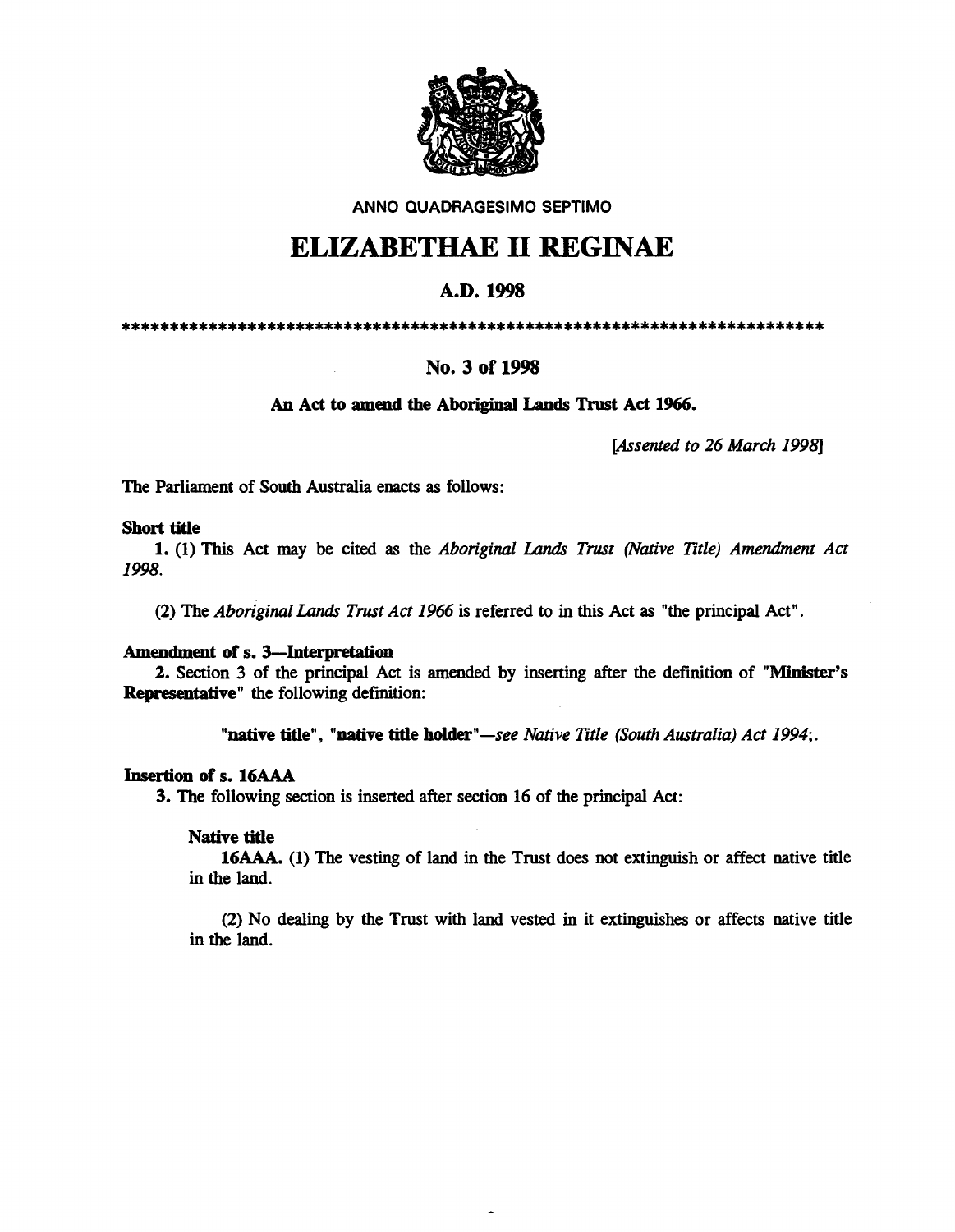ANNO QUADRAGESIMO SEPTIMO

# ELIZABETHAE II REGINAE

## A.D. 1998

\*\*\*\*\*\*\*\*\*\*\*\*\*\*\*\*\*\*\*\*\*\*\*\*\*\*\*\*\*\*\*\*\*\*\*\*\*\*\*\*\*\*\*\*\*\*\*\*\*\*\*\*\*\*\*\*\*\*\*\*\*\*\*\*\*\*\*\*\*\*\*\*\*\*\*\*

## No. 3 of 1998

**An Act to amend the Aboriginal Lands Trust Act 1966.**

*[Assented to 26 March 1998]*

The Parliament of South Australia enacts as follows:

**Short title**

**1.** (1) This Act may be cited as the *Aboriginal Lands Trust (Native Title) Amendment Act 1998*.

(2) The *Aboriginal Lands Trust Act 1966* is referred to in this Act as "the principal Act".

**Amendment of s. 3—Interpretation**

**2.** Section 3 of the principal Act is amended by inserting after the definition of "**Minister's Representative**" the following definition:

"**native title**", "**native title holder**"—*see Native Title (South Australia) Act 1994*;.

**Insertion of s. 16AAA**

**3.** The following section is inserted after section 16 of the principal Act:

**Native title**

**16AAA.** (1) The vesting of land in the Trust does not extinguish or affect native title in the land.

(2) No dealing by the Trust with land vested in it extinguishes or affects native title in the land.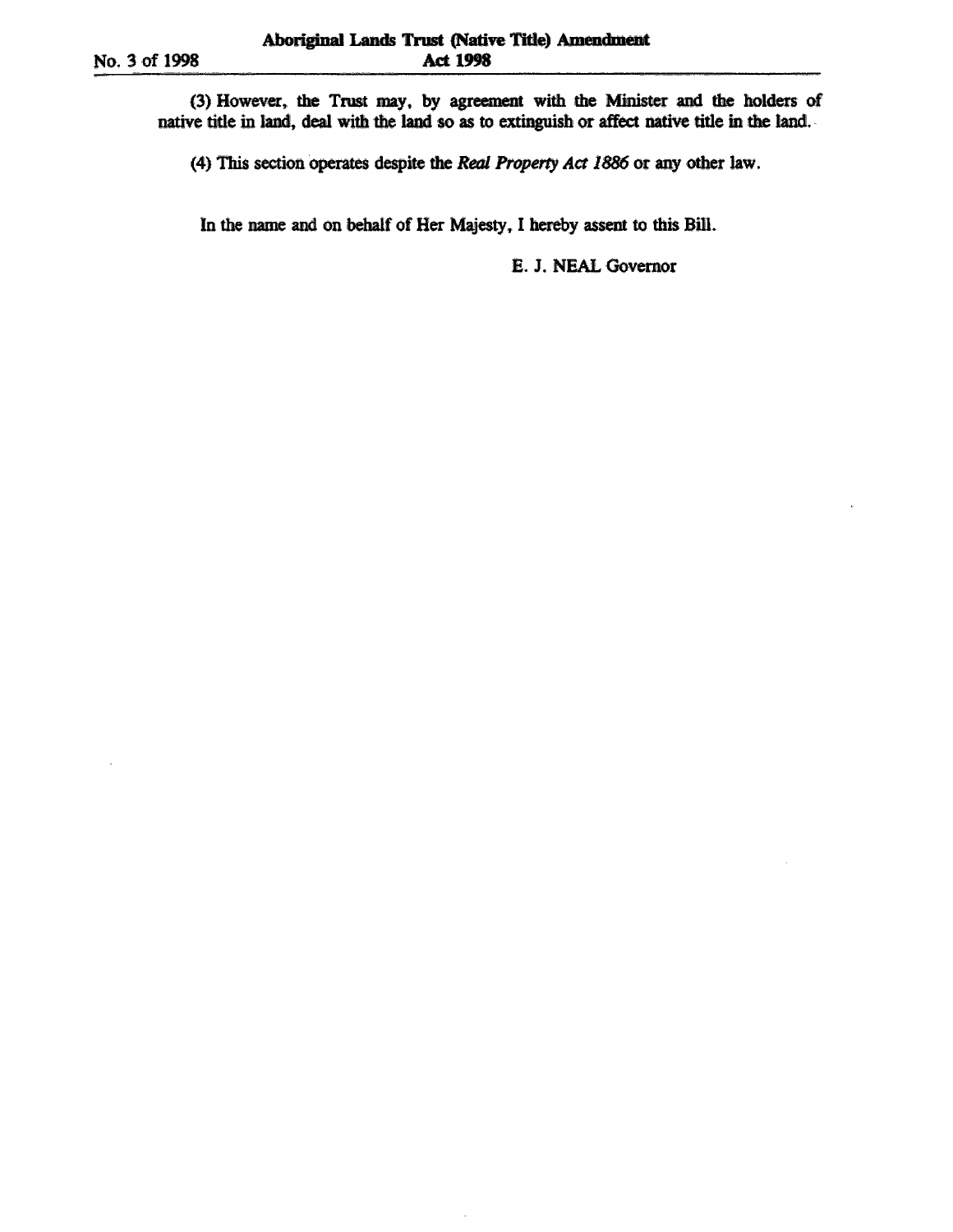(3) However, the Trust may, by agreement with the Minister and the holders of native title in land, deal with the land so as to extinguish or affect native title in the land.

(4) This section operates despite the *Real Property Act 1886* or any other law.

In the name and on behalf of Her Majesty, I hereby assent to this Bill.

E. J. NEAL Governor